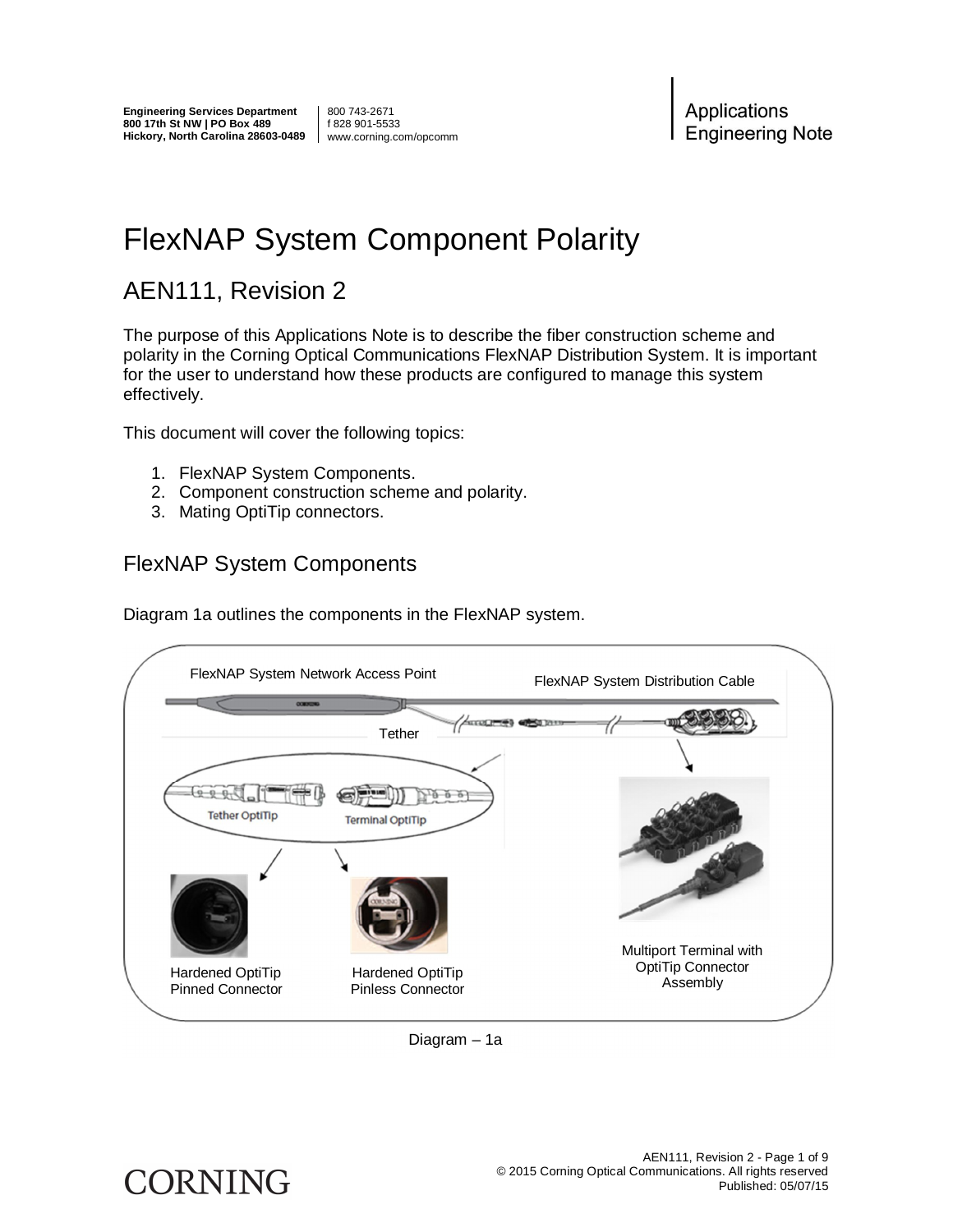Engineering Services Department
800 17th St NW | PO Box 489
Hickory, North Carolina 28603-0489

800 743-2671
f 828 901-5533
www.corning.com/opcomm

Applications Engineering Note

# FlexNAP System Component Polarity

## AEN111, Revision 2

The purpose of this Applications Note is to describe the fiber construction scheme and polarity in the Corning Optical Communications FlexNAP Distribution System. It is important for the user to understand how these products are configured to manage this system effectively.

This document will cover the following topics:

1. FlexNAP System Components.
2. Component construction scheme and polarity.
3. Mating OptiTip connectors.

## FlexNAP System Components

Diagram 1a outlines the components in the FlexNAP system.

FlexNAP System Network Access Point

FlexNAP System Distribution Cable

Tether

Tether OptiTip

Terminal OptiTip

Hardened OptiTip Pinned Connector

Hardened OptiTip Pinless Connector

Multiport Terminal with OptiTip Connector Assembly

Diagram – 1a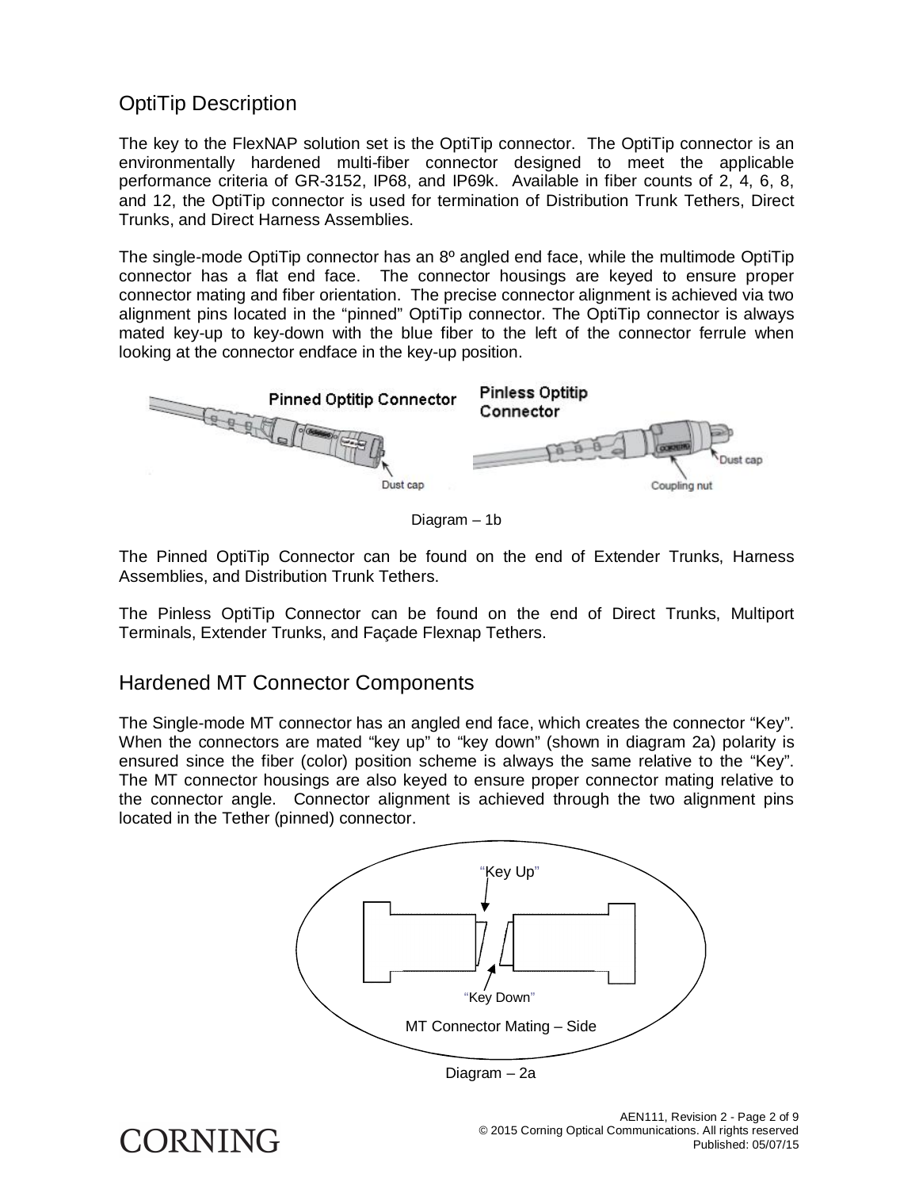## OptiTip Description

The key to the FlexNAP solution set is the OptiTip connector. The OptiTip connector is an environmentally hardened multi-fiber connector designed to meet the applicable performance criteria of GR-3152, IP68, and IP69k. Available in fiber counts of 2, 4, 6, 8, and 12, the OptiTip connector is used for termination of Distribution Trunk Tethers, Direct Trunks, and Direct Harness Assemblies.

The single-mode OptiTip connector has an 8º angled end face, while the multimode OptiTip connector has a flat end face. The connector housings are keyed to ensure proper connector mating and fiber orientation. The precise connector alignment is achieved via two alignment pins located in the "pinned" OptiTip connector. The OptiTip connector is always mated key-up to key-down with the blue fiber to the left of the connector ferrule when looking at the connector endface in the key-up position.

Pinned Optitip Connector — Dust cap

Pinless Optitip Connector — Dust cap, Coupling nut

Diagram – 1b

The Pinned OptiTip Connector can be found on the end of Extender Trunks, Harness Assemblies, and Distribution Trunk Tethers.

The Pinless OptiTip Connector can be found on the end of Direct Trunks, Multiport Terminals, Extender Trunks, and Façade Flexnap Tethers.

## Hardened MT Connector Components

The Single-mode MT connector has an angled end face, which creates the connector "Key". When the connectors are mated "key up" to "key down" (shown in diagram 2a) polarity is ensured since the fiber (color) position scheme is always the same relative to the "Key". The MT connector housings are also keyed to ensure proper connector mating relative to the connector angle. Connector alignment is achieved through the two alignment pins located in the Tether (pinned) connector.

"Key Up"

"Key Down"

MT Connector Mating – Side

Diagram – 2a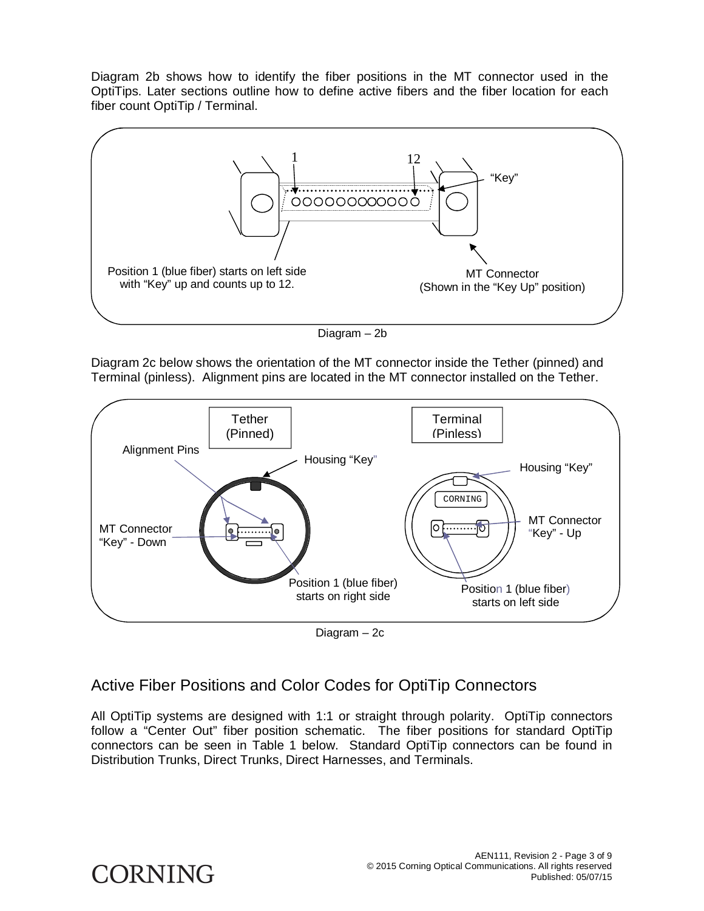Diagram 2b shows how to identify the fiber positions in the MT connector used in the OptiTips. Later sections outline how to define active fibers and the fiber location for each fiber count OptiTip / Terminal.

1

12

"Key"

Position 1 (blue fiber) starts on left side with "Key" up and counts up to 12.

MT Connector (Shown in the "Key Up" position)

Diagram – 2b

Diagram 2c below shows the orientation of the MT connector inside the Tether (pinned) and Terminal (pinless). Alignment pins are located in the MT connector installed on the Tether.

Tether (Pinned)

Terminal (Pinless)

Alignment Pins

Housing "Key"

Housing "Key"

CORNING

MT Connector "Key" - Down

MT Connector "Key" - Up

Position 1 (blue fiber) starts on right side

Position 1 (blue fiber) starts on left side

Diagram – 2c

## Active Fiber Positions and Color Codes for OptiTip Connectors

All OptiTip systems are designed with 1:1 or straight through polarity. OptiTip connectors follow a "Center Out" fiber position schematic. The fiber positions for standard OptiTip connectors can be seen in Table 1 below. Standard OptiTip connectors can be found in Distribution Trunks, Direct Trunks, Direct Harnesses, and Terminals.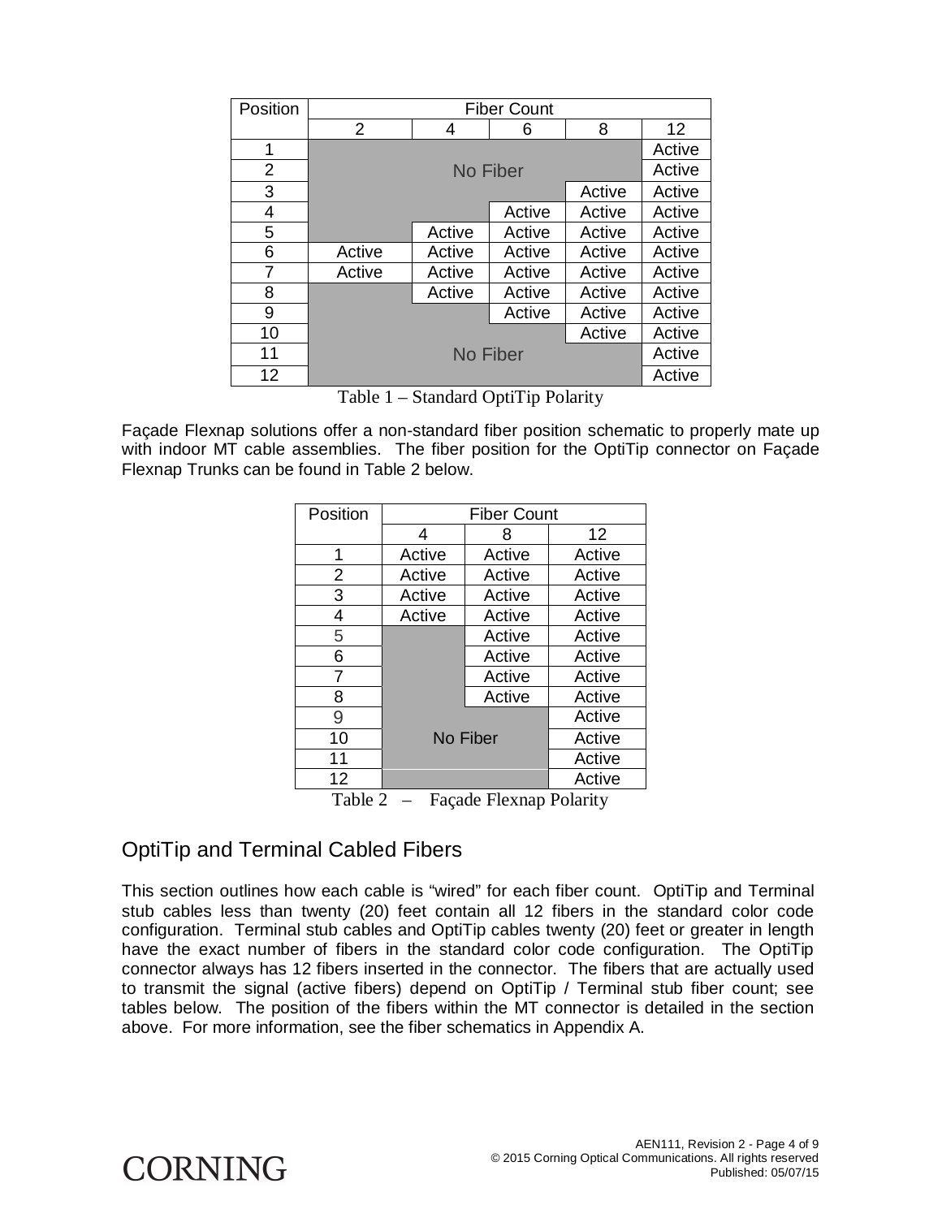| Position | Fiber Count | | | | |
|---|---|---|---|---|---|
| | 2 | 4 | 6 | 8 | 12 |
| 1 | No Fiber | | | | Active |
| 2 | | | | | Active |
| 3 | | | | Active | Active |
| 4 | | | Active | Active | Active |
| 5 | | Active | Active | Active | Active |
| 6 | Active | Active | Active | Active | Active |
| 7 | Active | Active | Active | Active | Active |
| 8 | | Active | Active | Active | Active |
| 9 | | | Active | Active | Active |
| 10 | | | | Active | Active |
| 11 | No Fiber | | | | Active |
| 12 | | | | | Active |

Table 1 – Standard OptiTip Polarity

Façade Flexnap solutions offer a non-standard fiber position schematic to properly mate up with indoor MT cable assemblies. The fiber position for the OptiTip connector on Façade Flexnap Trunks can be found in Table 2 below.

| Position | Fiber Count | | |
|---|---|---|---|
| | 4 | 8 | 12 |
| 1 | Active | Active | Active |
| 2 | Active | Active | Active |
| 3 | Active | Active | Active |
| 4 | Active | Active | Active |
| 5 | | Active | Active |
| 6 | | Active | Active |
| 7 | | Active | Active |
| 8 | | Active | Active |
| 9 | | | Active |
| 10 | No Fiber | | Active |
| 11 | | | Active |
| 12 | | | Active |

Table 2 – Façade Flexnap Polarity

## OptiTip and Terminal Cabled Fibers

This section outlines how each cable is "wired" for each fiber count. OptiTip and Terminal stub cables less than twenty (20) feet contain all 12 fibers in the standard color code configuration. Terminal stub cables and OptiTip cables twenty (20) feet or greater in length have the exact number of fibers in the standard color code configuration. The OptiTip connector always has 12 fibers inserted in the connector. The fibers that are actually used to transmit the signal (active fibers) depend on OptiTip / Terminal stub fiber count; see tables below. The position of the fibers within the MT connector is detailed in the section above. For more information, see the fiber schematics in Appendix A.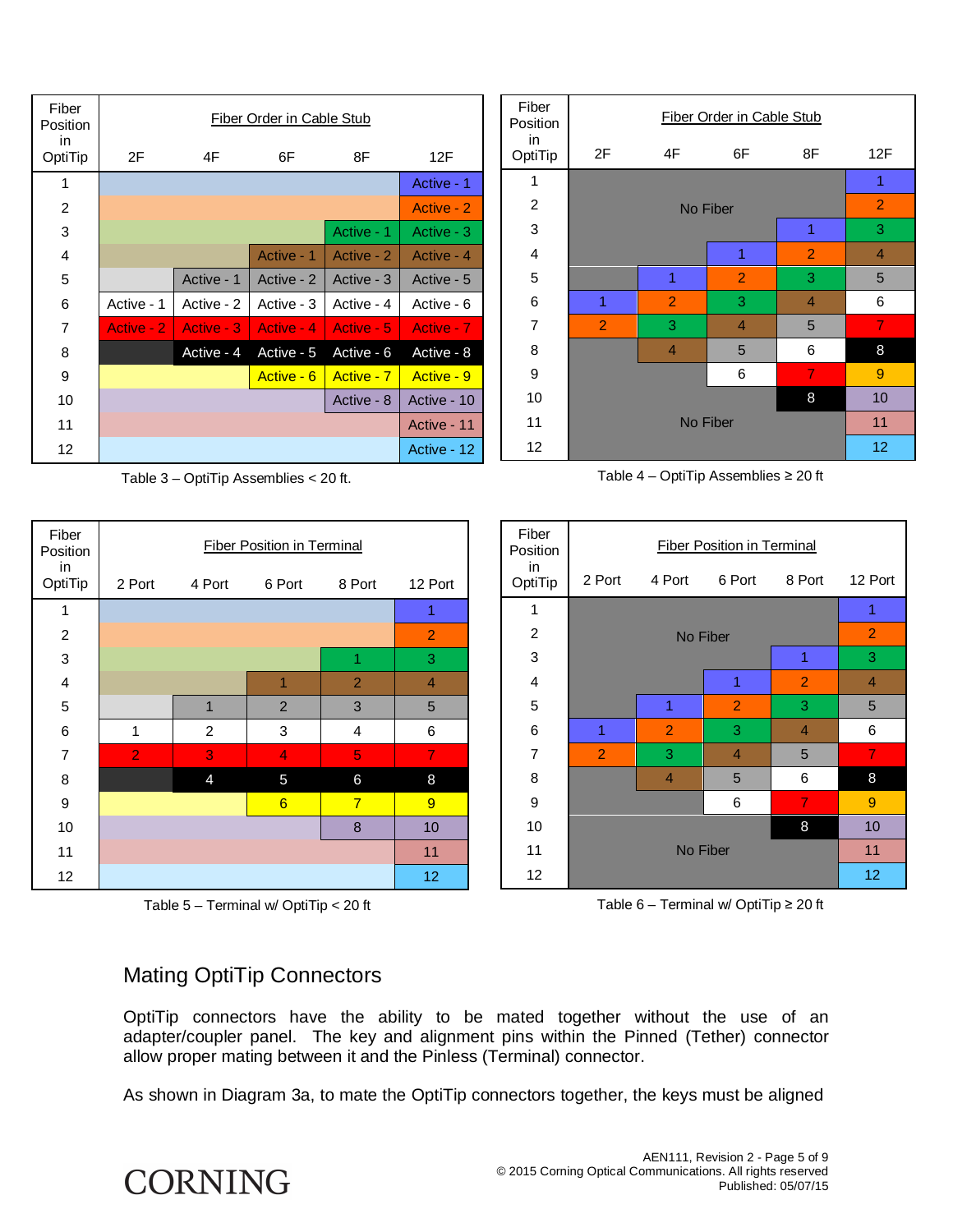| Fiber Position in OptiTip | Fiber Order in Cable Stub | | | | |
|---|---|---|---|---|---|
| | 2F | 4F | 6F | 8F | 12F |
| 1 | | | | | Active - 1 |
| 2 | | | | | Active - 2 |
| 3 | | | | Active - 1 | Active - 3 |
| 4 | | | Active - 1 | Active - 2 | Active - 4 |
| 5 | | Active - 1 | Active - 2 | Active - 3 | Active - 5 |
| 6 | Active - 1 | Active - 2 | Active - 3 | Active - 4 | Active - 6 |
| 7 | Active - 2 | Active - 3 | Active - 4 | Active - 5 | Active - 7 |
| 8 | | Active - 4 | Active - 5 | Active - 6 | Active - 8 |
| 9 | | | Active - 6 | Active - 7 | Active - 9 |
| 10 | | | | Active - 8 | Active - 10 |
| 11 | | | | | Active - 11 |
| 12 | | | | | Active - 12 |

Table 3 – OptiTip Assemblies < 20 ft.

| Fiber Position in OptiTip | Fiber Order in Cable Stub | | | | |
|---|---|---|---|---|---|
| | 2F | 4F | 6F | 8F | 12F |
| 1 | No Fiber | | | | 1 |
| 2 | | | | | 2 |
| 3 | | | | 1 | 3 |
| 4 | | | 1 | 2 | 4 |
| 5 | | 1 | 2 | 3 | 5 |
| 6 | 1 | 2 | 3 | 4 | 6 |
| 7 | 2 | 3 | 4 | 5 | 7 |
| 8 | | 4 | 5 | 6 | 8 |
| 9 | | | 6 | 7 | 9 |
| 10 | | | | 8 | 10 |
| 11 | No Fiber | | | | 11 |
| 12 | | | | | 12 |

Table 4 – OptiTip Assemblies ≥ 20 ft

| Fiber Position in OptiTip | Fiber Position in Terminal | | | | |
|---|---|---|---|---|---|
| | 2 Port | 4 Port | 6 Port | 8 Port | 12 Port |
| 1 | | | | | 1 |
| 2 | | | | | 2 |
| 3 | | | | 1 | 3 |
| 4 | | | 1 | 2 | 4 |
| 5 | | 1 | 2 | 3 | 5 |
| 6 | 1 | 2 | 3 | 4 | 6 |
| 7 | 2 | 3 | 4 | 5 | 7 |
| 8 | | 4 | 5 | 6 | 8 |
| 9 | | | 6 | 7 | 9 |
| 10 | | | | 8 | 10 |
| 11 | | | | | 11 |
| 12 | | | | | 12 |

Table 5 – Terminal w/ OptiTip < 20 ft

| Fiber Position in OptiTip | Fiber Position in Terminal | | | | |
|---|---|---|---|---|---|
| | 2 Port | 4 Port | 6 Port | 8 Port | 12 Port |
| 1 | No Fiber | | | | 1 |
| 2 | | | | | 2 |
| 3 | | | | 1 | 3 |
| 4 | | | 1 | 2 | 4 |
| 5 | | 1 | 2 | 3 | 5 |
| 6 | 1 | 2 | 3 | 4 | 6 |
| 7 | 2 | 3 | 4 | 5 | 7 |
| 8 | | 4 | 5 | 6 | 8 |
| 9 | | | 6 | 7 | 9 |
| 10 | | | | 8 | 10 |
| 11 | No Fiber | | | | 11 |
| 12 | | | | | 12 |

Table 6 – Terminal w/ OptiTip ≥ 20 ft

## Mating OptiTip Connectors

OptiTip connectors have the ability to be mated together without the use of an adapter/coupler panel. The key and alignment pins within the Pinned (Tether) connector allow proper mating between it and the Pinless (Terminal) connector.

As shown in Diagram 3a, to mate the OptiTip connectors together, the keys must be aligned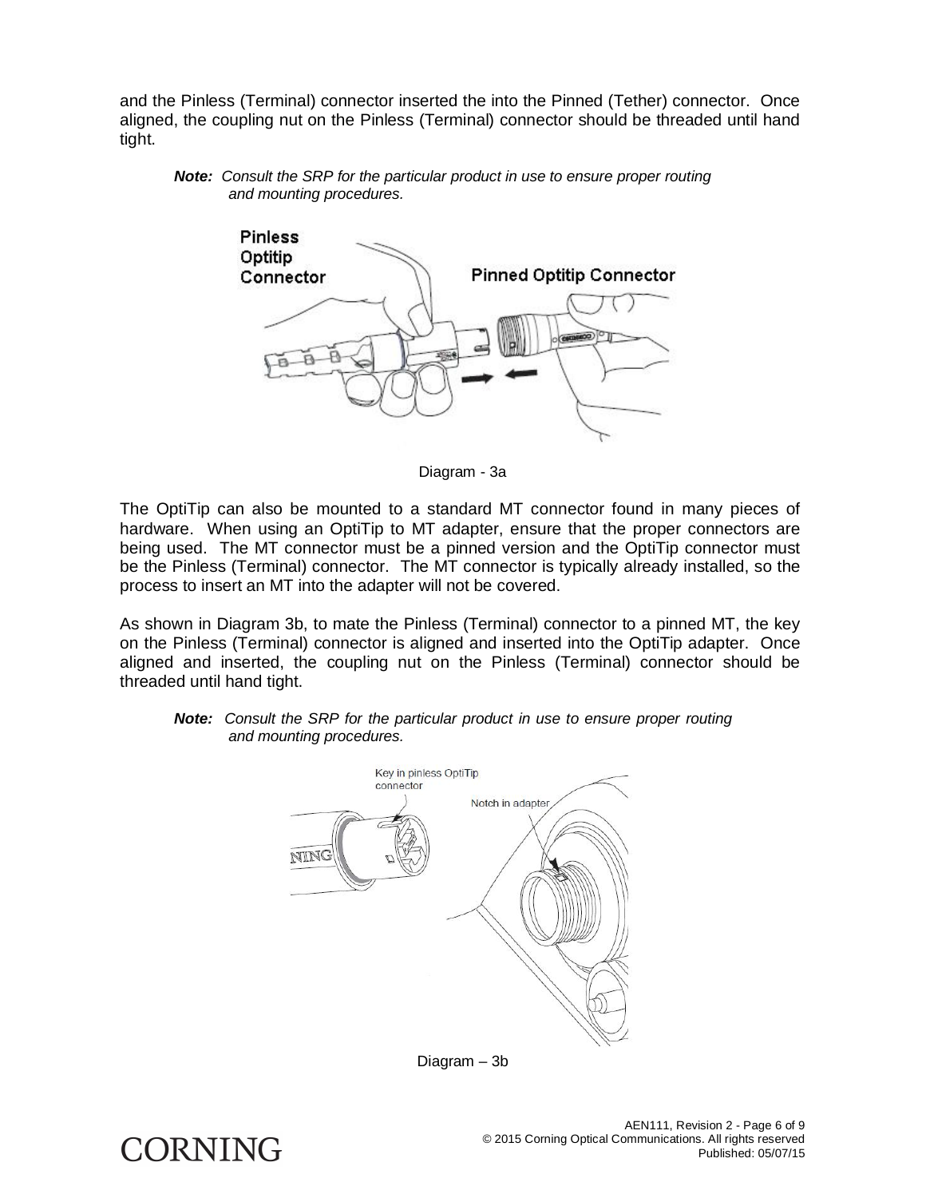and the Pinless (Terminal) connector inserted the into the Pinned (Tether) connector. Once aligned, the coupling nut on the Pinless (Terminal) connector should be threaded until hand tight.

***Note:*** *Consult the SRP for the particular product in use to ensure proper routing and mounting procedures.*

Diagram - 3a

The OptiTip can also be mounted to a standard MT connector found in many pieces of hardware. When using an OptiTip to MT adapter, ensure that the proper connectors are being used. The MT connector must be a pinned version and the OptiTip connector must be the Pinless (Terminal) connector. The MT connector is typically already installed, so the process to insert an MT into the adapter will not be covered.

As shown in Diagram 3b, to mate the Pinless (Terminal) connector to a pinned MT, the key on the Pinless (Terminal) connector is aligned and inserted into the OptiTip adapter. Once aligned and inserted, the coupling nut on the Pinless (Terminal) connector should be threaded until hand tight.

***Note:*** *Consult the SRP for the particular product in use to ensure proper routing and mounting procedures.*

Diagram – 3b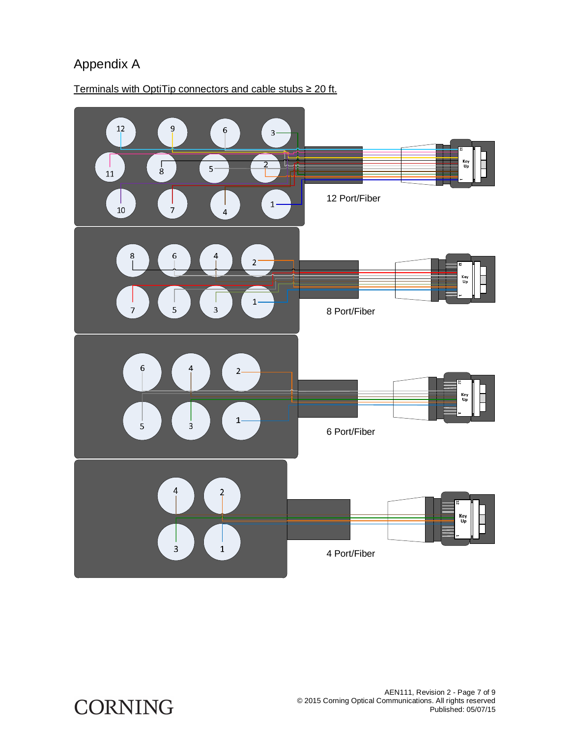# Appendix A

Terminals with OptiTip connectors and cable stubs ≥ 20 ft.

12 Port/Fiber

8 Port/Fiber

6 Port/Fiber

4 Port/Fiber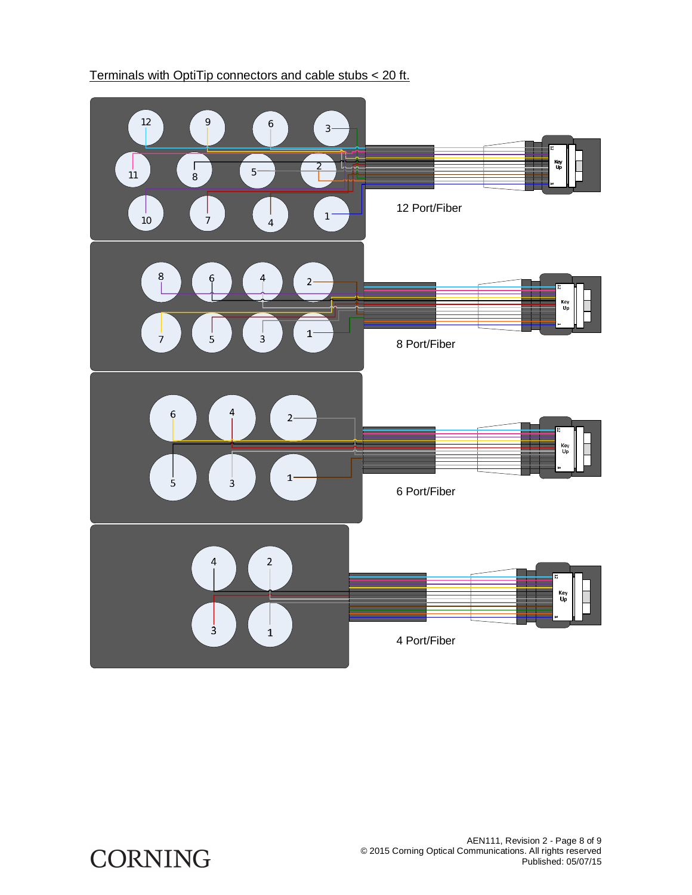Terminals with OptiTip connectors and cable stubs < 20 ft.

12 Port/Fiber

8 Port/Fiber

6 Port/Fiber

4 Port/Fiber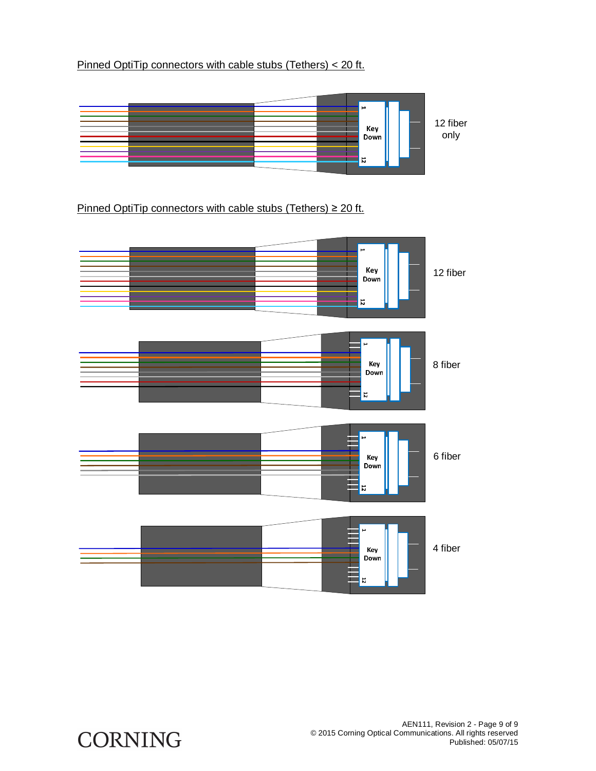Pinned OptiTip connectors with cable stubs (Tethers) < 20 ft.

1

Key Down

12

12 fiber only

Pinned OptiTip connectors with cable stubs (Tethers) ≥ 20 ft.

1

Key Down

12

12 fiber

1

Key Down

12

8 fiber

1

Key Down

12

6 fiber

1

Key Down

12

4 fiber

CORNING